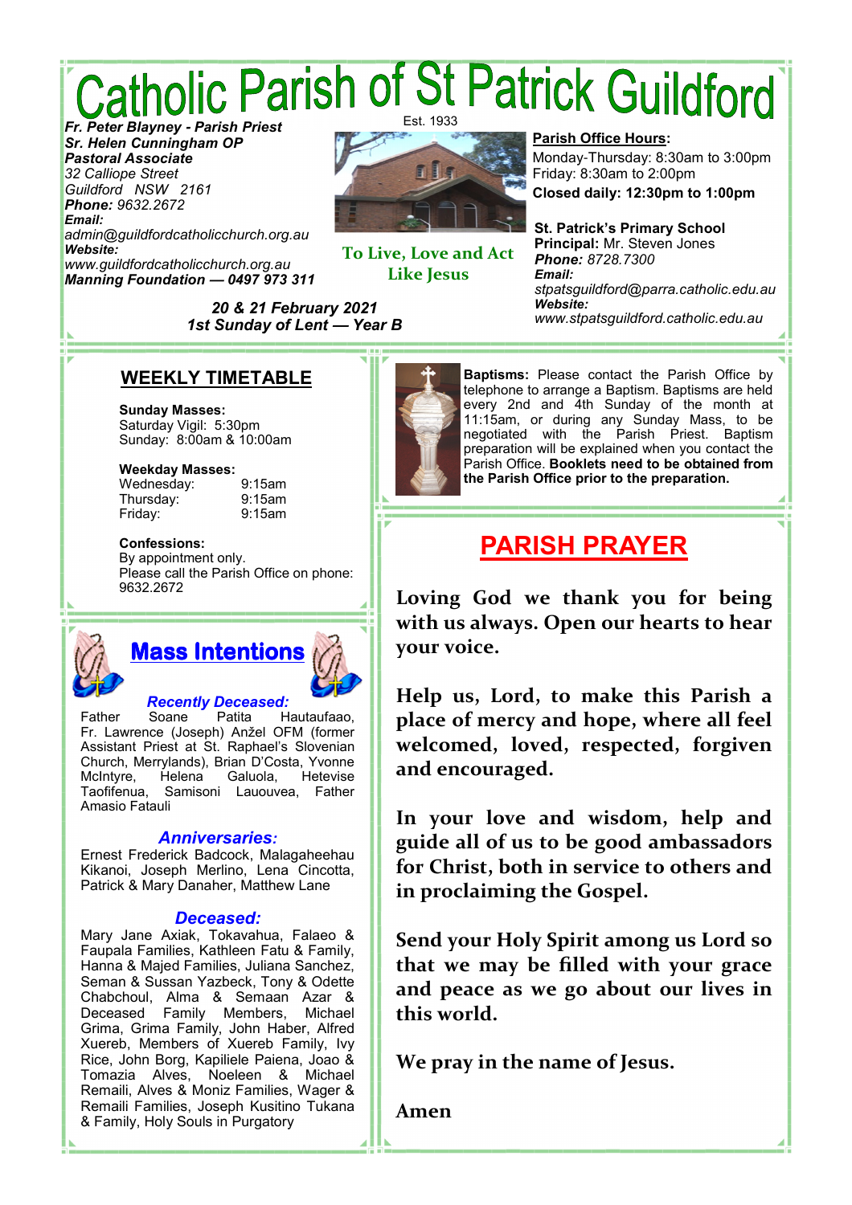# Catholic Parish of St Patrick Guildford

Est. 1933

***Fr. Peter Blayney - Parish Priest***
***Sr. Helen Cunningham OP***
***Pastoral Associate***
*32 Calliope Street*
*Guildford NSW 2161*
***Phone:*** *9632.2672*
***Email:***
*admin@guildfordcatholicchurch.org.au*
***Website:***
*www.guildfordcatholicchurch.org.au*
***Manning Foundation — 0497 973 311***

**To Live, Love and Act Like Jesus**

**Parish Office Hours:**
Monday-Thursday: 8:30am to 3:00pm
Friday: 8:30am to 2:00pm
**Closed daily: 12:30pm to 1:00pm**

**St. Patrick's Primary School**
**Principal:** Mr. Steven Jones
***Phone:*** *8728.7300*
***Email:***
*stpatsguildford@parra.catholic.edu.au*
***Website:***
*www.stpatsguildford.catholic.edu.au*

***20 & 21 February 2021***
***1st Sunday of Lent — Year B***

## WEEKLY TIMETABLE

**Sunday Masses:**
Saturday Vigil: 5:30pm
Sunday: 8:00am & 10:00am

**Weekday Masses:**
Wednesday: 9:15am
Thursday: 9:15am
Friday: 9:15am

**Confessions:**
By appointment only.
Please call the Parish Office on phone: 9632.2672

## Mass Intentions

***Recently Deceased:***
Father Soane Patita Hautaufaao, Fr. Lawrence (Joseph) Anžel OFM (former Assistant Priest at St. Raphael's Slovenian Church, Merrylands), Brian D'Costa, Yvonne McIntyre, Helena Galuola, Hetevise Taofifenua, Samisoni Lauouvea, Father Amasio Fatauli

***Anniversaries:***
Ernest Frederick Badcock, Malagaheehau Kikanoi, Joseph Merlino, Lena Cincotta, Patrick & Mary Danaher, Matthew Lane

***Deceased:***
Mary Jane Axiak, Tokavahua, Falaeo & Faupala Families, Kathleen Fatu & Family, Hanna & Majed Families, Juliana Sanchez, Seman & Sussan Yazbeck, Tony & Odette Chabchoul, Alma & Semaan Azar & Deceased Family Members, Michael Grima, Grima Family, John Haber, Alfred Xuereb, Members of Xuereb Family, Ivy Rice, John Borg, Kapiliele Paiena, Joao & Tomazia Alves, Noeleen & Michael Remaili, Alves & Moniz Families, Wager & Remaili Families, Joseph Kusitino Tukana & Family, Holy Souls in Purgatory

**Baptisms:** Please contact the Parish Office by telephone to arrange a Baptism. Baptisms are held every 2nd and 4th Sunday of the month at 11:15am, or during any Sunday Mass, to be negotiated with the Parish Priest. Baptism preparation will be explained when you contact the Parish Office. **Booklets need to be obtained from the Parish Office prior to the preparation.**

## PARISH PRAYER

**Loving God we thank you for being with us always. Open our hearts to hear your voice.**

**Help us, Lord, to make this Parish a place of mercy and hope, where all feel welcomed, loved, respected, forgiven and encouraged.**

**In your love and wisdom, help and guide all of us to be good ambassadors for Christ, both in service to others and in proclaiming the Gospel.**

**Send your Holy Spirit among us Lord so that we may be filled with your grace and peace as we go about our lives in this world.**

**We pray in the name of Jesus.**

**Amen**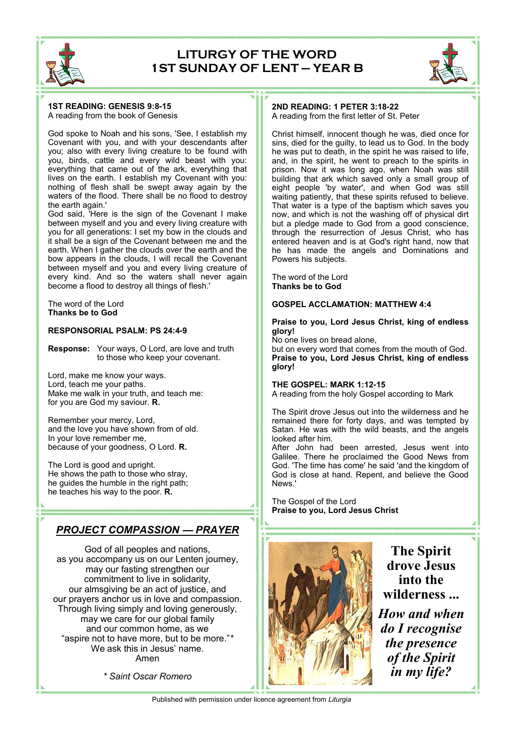# LITURGY OF THE WORD
## 1ST SUNDAY OF LENT – YEAR B

**1ST READING: GENESIS 9:8-15**
A reading from the book of Genesis

God spoke to Noah and his sons, 'See, I establish my Covenant with you, and with your descendants after you; also with every living creature to be found with you, birds, cattle and every wild beast with you: everything that came out of the ark, everything that lives on the earth. I establish my Covenant with you: nothing of flesh shall be swept away again by the waters of the flood. There shall be no flood to destroy the earth again.'
God said, 'Here is the sign of the Covenant I make between myself and you and every living creature with you for all generations: I set my bow in the clouds and it shall be a sign of the Covenant between me and the earth. When I gather the clouds over the earth and the bow appears in the clouds, I will recall the Covenant between myself and you and every living creature of every kind. And so the waters shall never again become a flood to destroy all things of flesh.'

The word of the Lord
**Thanks be to God**

**RESPONSORIAL PSALM: PS 24:4-9**

**Response:** Your ways, O Lord, are love and truth
to those who keep your covenant.

Lord, make me know your ways.
Lord, teach me your paths.
Make me walk in your truth, and teach me:
for you are God my saviour. **R.**

Remember your mercy, Lord,
and the love you have shown from of old.
In your love remember me,
because of your goodness, O Lord. **R.**

The Lord is good and upright.
He shows the path to those who stray,
he guides the humble in the right path;
he teaches his way to the poor. **R.**

**2ND READING: 1 PETER 3:18-22**
A reading from the first letter of St. Peter

Christ himself, innocent though he was, died once for sins, died for the guilty, to lead us to God. In the body he was put to death, in the spirit he was raised to life, and, in the spirit, he went to preach to the spirits in prison. Now it was long ago, when Noah was still building that ark which saved only a small group of eight people 'by water', and when God was still waiting patiently, that these spirits refused to believe. That water is a type of the baptism which saves you now, and which is not the washing off of physical dirt but a pledge made to God from a good conscience, through the resurrection of Jesus Christ, who has entered heaven and is at God's right hand, now that he has made the angels and Dominations and Powers his subjects.

The word of the Lord
**Thanks be to God**

**GOSPEL ACCLAMATION: MATTHEW 4:4**

**Praise to you, Lord Jesus Christ, king of endless glory!**
No one lives on bread alone,
but on every word that comes from the mouth of God.
**Praise to you, Lord Jesus Christ, king of endless glory!**

**THE GOSPEL: MARK 1:12-15**
A reading from the holy Gospel according to Mark

The Spirit drove Jesus out into the wilderness and he remained there for forty days, and was tempted by Satan. He was with the wild beasts, and the angels looked after him.
After John had been arrested, Jesus went into Galilee. There he proclaimed the Good News from God. 'The time has come' he said 'and the kingdom of God is close at hand. Repent, and believe the Good News.'

The Gospel of the Lord
**Praise to you, Lord Jesus Christ**

## *PROJECT COMPASSION — PRAYER*

God of all peoples and nations,
as you accompany us on our Lenten journey,
may our fasting strengthen our
commitment to live in solidarity,
our almsgiving be an act of justice, and
our prayers anchor us in love and compassion.
Through living simply and loving generously,
may we care for our global family
and our common home, as we
"aspire not to have more, but to be more."*
We ask this in Jesus' name.
Amen

*\* Saint Oscar Romero*

**The Spirit drove Jesus into the wilderness ...**

***How and when do I recognise the presence of the Spirit in my life?***

Published with permission under licence agreement from *Liturgia*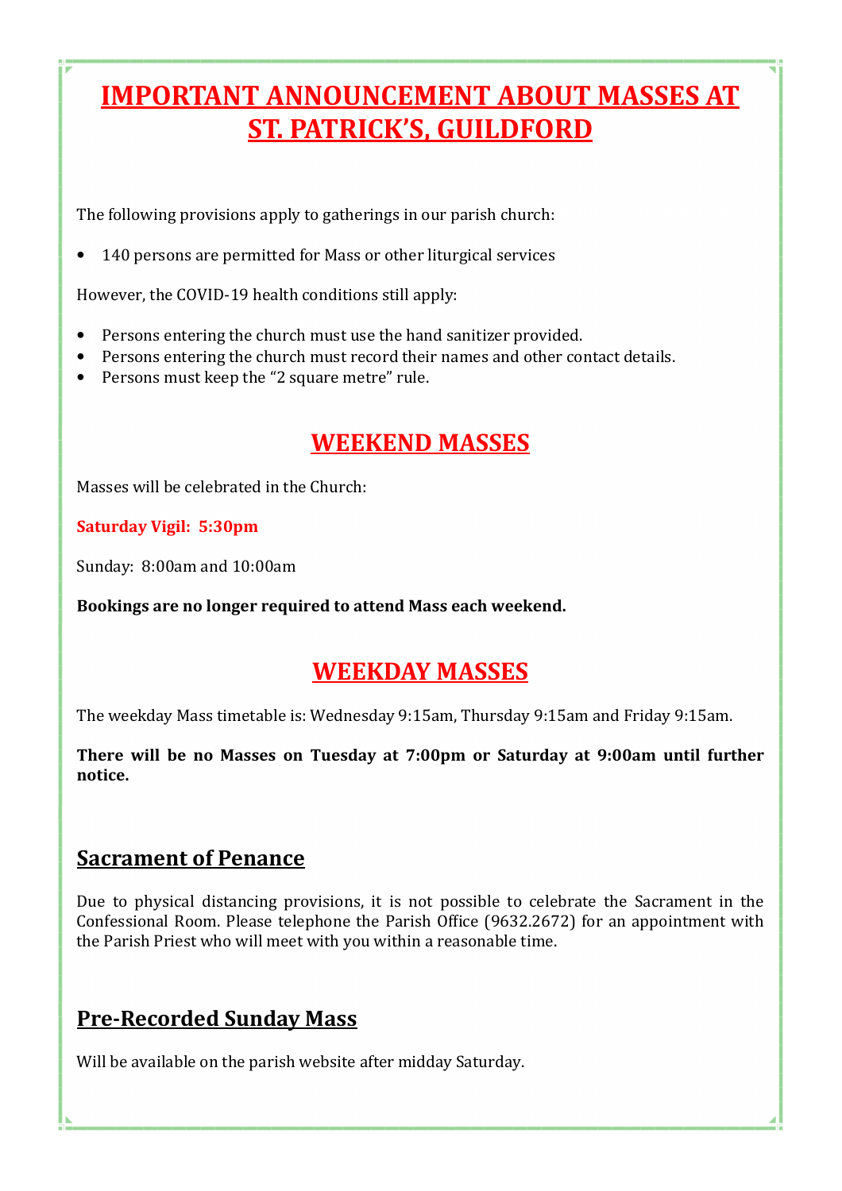# IMPORTANT ANNOUNCEMENT ABOUT MASSES AT ST. PATRICK'S, GUILDFORD

The following provisions apply to gatherings in our parish church:

- 140 persons are permitted for Mass or other liturgical services

However, the COVID-19 health conditions still apply:

- Persons entering the church must use the hand sanitizer provided.
- Persons entering the church must record their names and other contact details.
- Persons must keep the "2 square metre" rule.

## WEEKEND MASSES

Masses will be celebrated in the Church:

**Saturday Vigil: 5:30pm**

Sunday: 8:00am and 10:00am

**Bookings are no longer required to attend Mass each weekend.**

## WEEKDAY MASSES

The weekday Mass timetable is: Wednesday 9:15am, Thursday 9:15am and Friday 9:15am.

**There will be no Masses on Tuesday at 7:00pm or Saturday at 9:00am until further notice.**

## Sacrament of Penance

Due to physical distancing provisions, it is not possible to celebrate the Sacrament in the Confessional Room. Please telephone the Parish Office (9632.2672) for an appointment with the Parish Priest who will meet with you within a reasonable time.

## Pre-Recorded Sunday Mass

Will be available on the parish website after midday Saturday.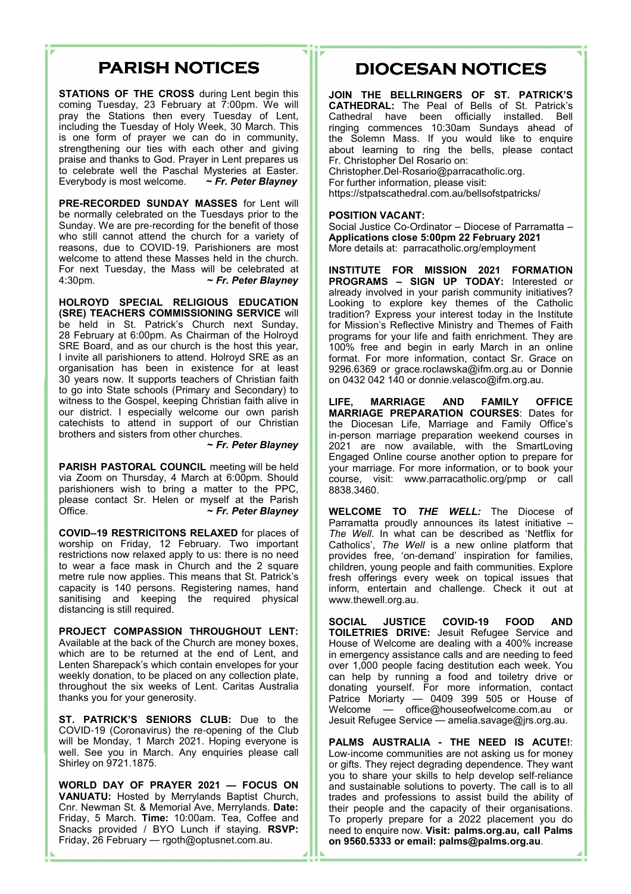# PARISH NOTICES

**STATIONS OF THE CROSS** during Lent begin this coming Tuesday, 23 February at 7:00pm. We will pray the Stations then every Tuesday of Lent, including the Tuesday of Holy Week, 30 March. This is one form of prayer we can do in community, strengthening our ties with each other and giving praise and thanks to God. Prayer in Lent prepares us to celebrate well the Paschal Mysteries at Easter. Everybody is most welcome. ***~ Fr. Peter Blayney***

**PRE-RECORDED SUNDAY MASSES** for Lent will be normally celebrated on the Tuesdays prior to the Sunday. We are pre-recording for the benefit of those who still cannot attend the church for a variety of reasons, due to COVID-19. Parishioners are most welcome to attend these Masses held in the church. For next Tuesday, the Mass will be celebrated at 4:30pm. ***~ Fr. Peter Blayney***

**HOLROYD SPECIAL RELIGIOUS EDUCATION (SRE) TEACHERS COMMISSIONING SERVICE** will be held in St. Patrick's Church next Sunday, 28 February at 6:00pm. As Chairman of the Holroyd SRE Board, and as our church is the host this year, I invite all parishioners to attend. Holroyd SRE as an organisation has been in existence for at least 30 years now. It supports teachers of Christian faith to go into State schools (Primary and Secondary) to witness to the Gospel, keeping Christian faith alive in our district. I especially welcome our own parish catechists to attend in support of our Christian brothers and sisters from other churches.
***~ Fr. Peter Blayney***

**PARISH PASTORAL COUNCIL** meeting will be held via Zoom on Thursday, 4 March at 6:00pm. Should parishioners wish to bring a matter to the PPC, please contact Sr. Helen or myself at the Parish Office. ***~ Fr. Peter Blayney***

**COVID–19 RESTRICITONS RELAXED** for places of worship on Friday, 12 February. Two important restrictions now relaxed apply to us: there is no need to wear a face mask in Church and the 2 square metre rule now applies. This means that St. Patrick's capacity is 140 persons. Registering names, hand sanitising and keeping the required physical distancing is still required.

**PROJECT COMPASSION THROUGHOUT LENT:** Available at the back of the Church are money boxes, which are to be returned at the end of Lent, and Lenten Sharepack's which contain envelopes for your weekly donation, to be placed on any collection plate, throughout the six weeks of Lent. Caritas Australia thanks you for your generosity.

**ST. PATRICK'S SENIORS CLUB:** Due to the COVID-19 (Coronavirus) the re-opening of the Club will be Monday, 1 March 2021. Hoping everyone is well. See you in March. Any enquiries please call Shirley on 9721.1875.

**WORLD DAY OF PRAYER 2021 — FOCUS ON VANUATU:** Hosted by Merrylands Baptist Church, Cnr. Newman St. & Memorial Ave, Merrylands. **Date:** Friday, 5 March. **Time:** 10:00am. Tea, Coffee and Snacks provided / BYO Lunch if staying. **RSVP:** Friday, 26 February — rgoth@optusnet.com.au.

# DIOCESAN NOTICES

**JOIN THE BELLRINGERS OF ST. PATRICK'S CATHEDRAL:** The Peal of Bells of St. Patrick's Cathedral have been officially installed. Bell ringing commences 10:30am Sundays ahead of the Solemn Mass. If you would like to enquire about learning to ring the bells, please contact Fr. Christopher Del Rosario on:
Christopher.Del-Rosario@parracatholic.org.
For further information, please visit:
https://stpatscathedral.com.au/bellsofstpatricks/

**POSITION VACANT:**
Social Justice Co-Ordinator – Diocese of Parramatta –
**Applications close 5:00pm 22 February 2021**
More details at: parracatholic.org/employment

**INSTITUTE FOR MISSION 2021 FORMATION PROGRAMS – SIGN UP TODAY:** Interested or already involved in your parish community initiatives? Looking to explore key themes of the Catholic tradition? Express your interest today in the Institute for Mission's Reflective Ministry and Themes of Faith programs for your life and faith enrichment. They are 100% free and begin in early March in an online format. For more information, contact Sr. Grace on 9296.6369 or grace.roclawska@ifm.org.au or Donnie on 0432 042 140 or donnie.velasco@ifm.org.au.

**LIFE, MARRIAGE AND FAMILY OFFICE MARRIAGE PREPARATION COURSES**: Dates for the Diocesan Life, Marriage and Family Office's in-person marriage preparation weekend courses in 2021 are now available, with the SmartLoving Engaged Online course another option to prepare for your marriage. For more information, or to book your course, visit: www.parracatholic.org/pmp or call 8838.3460.

**WELCOME TO *THE WELL:*** The Diocese of Parramatta proudly announces its latest initiative – *The Well*. In what can be described as 'Netflix for Catholics', *The Well* is a new online platform that provides free, 'on-demand' inspiration for families, children, young people and faith communities. Explore fresh offerings every week on topical issues that inform, entertain and challenge. Check it out at www.thewell.org.au.

**SOCIAL JUSTICE COVID-19 FOOD AND TOILETRIES DRIVE:** Jesuit Refugee Service and House of Welcome are dealing with a 400% increase in emergency assistance calls and are needing to feed over 1,000 people facing destitution each week. You can help by running a food and toiletry drive or donating yourself. For more information, contact Patrice Moriarty — 0409 399 505 or House of Welcome — office@houseofwelcome.com.au or Jesuit Refugee Service — amelia.savage@jrs.org.au.

**PALMS AUSTRALIA - THE NEED IS ACUTE!**: Low-income communities are not asking us for money or gifts. They reject degrading dependence. They want you to share your skills to help develop self-reliance and sustainable solutions to poverty. The call is to all trades and professions to assist build the ability of their people and the capacity of their organisations. To properly prepare for a 2022 placement you do need to enquire now. **Visit: palms.org.au, call Palms on 9560.5333 or email: palms@palms.org.au**.